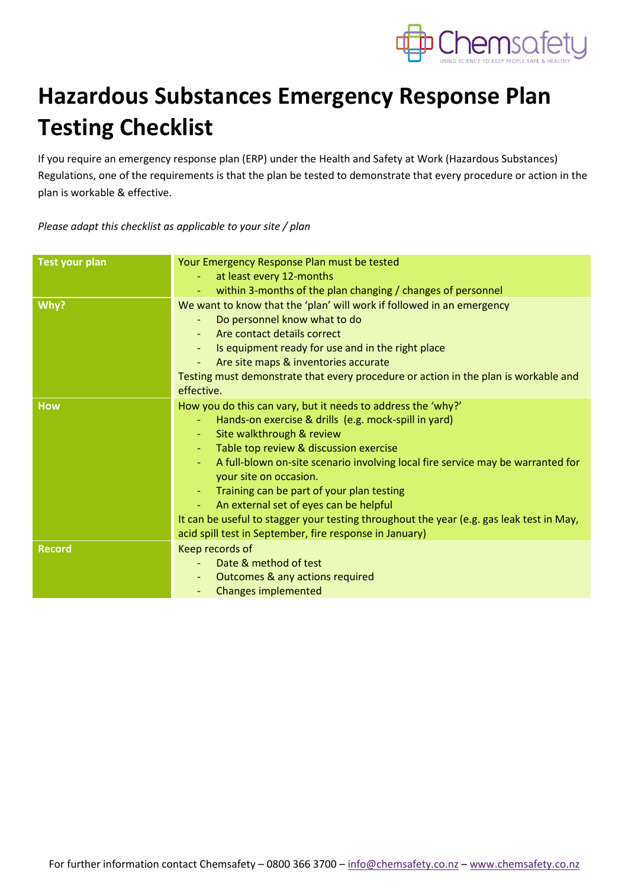# Hazardous Substances Emergency Response Plan Testing Checklist

If you require an emergency response plan (ERP) under the Health and Safety at Work (Hazardous Substances) Regulations, one of the requirements is that the plan be tested to demonstrate that every procedure or action in the plan is workable & effective.

*Please adapt this checklist as applicable to your site / plan*

| | |
|---|---|
| **Test your plan** | Your Emergency Response Plan must be tested<br>- at least every 12-months<br>- within 3-months of the plan changing / changes of personnel |
| **Why?** | We want to know that the 'plan' will work if followed in an emergency<br>- Do personnel know what to do<br>- Are contact details correct<br>- Is equipment ready for use and in the right place<br>- Are site maps & inventories accurate<br>Testing must demonstrate that every procedure or action in the plan is workable and effective. |
| **How** | How you do this can vary, but it needs to address the 'why?'<br>- Hands-on exercise & drills (e.g. mock-spill in yard)<br>- Site walkthrough & review<br>- Table top review & discussion exercise<br>- A full-blown on-site scenario involving local fire service may be warranted for your site on occasion.<br>- Training can be part of your plan testing<br>- An external set of eyes can be helpful<br>It can be useful to stagger your testing throughout the year (e.g. gas leak test in May, acid spill test in September, fire response in January) |
| **Record** | Keep records of<br>- Date & method of test<br>- Outcomes & any actions required<br>- Changes implemented |

For further information contact Chemsafety – 0800 366 3700 – info@chemsafety.co.nz – www.chemsafety.co.nz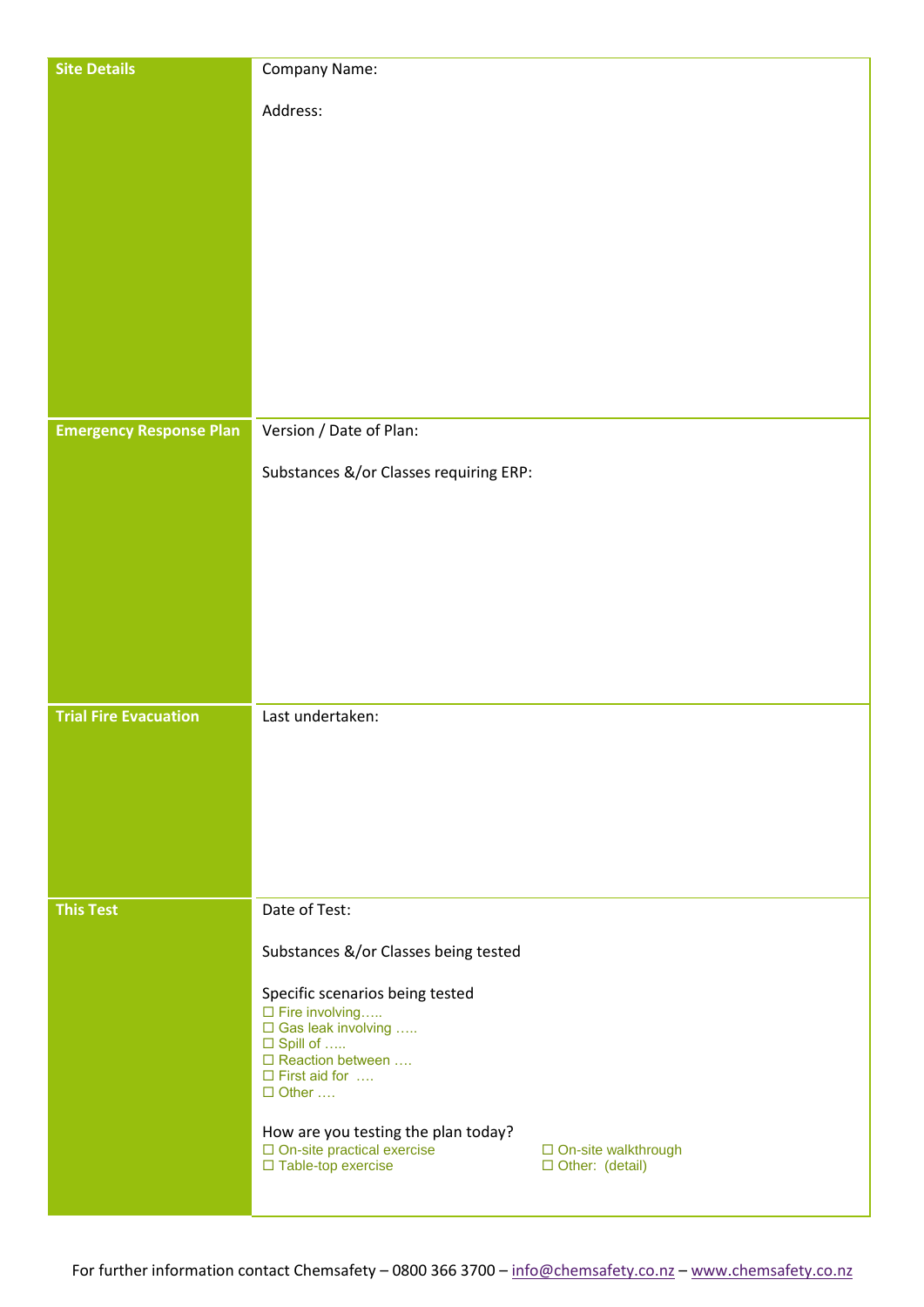| | |
|---|---|
| **Site Details** | Company Name:<br><br>Address: |
| **Emergency Response Plan** | Version / Date of Plan:<br><br>Substances &/or Classes requiring ERP: |
| **Trial Fire Evacuation** | Last undertaken: |
| **This Test** | Date of Test:<br><br>Substances &/or Classes being tested<br><br>Specific scenarios being tested<br>☐ Fire involving…..<br>☐ Gas leak involving …..<br>☐ Spill of …..<br>☐ Reaction between ….<br>☐ First aid for ….<br>☐ Other ….<br><br>How are you testing the plan today?<br>☐ On-site practical exercise ☐ On-site walkthrough<br>☐ Table-top exercise ☐ Other: (detail) |

For further information contact Chemsafety – 0800 366 3700 – info@chemsafety.co.nz – www.chemsafety.co.nz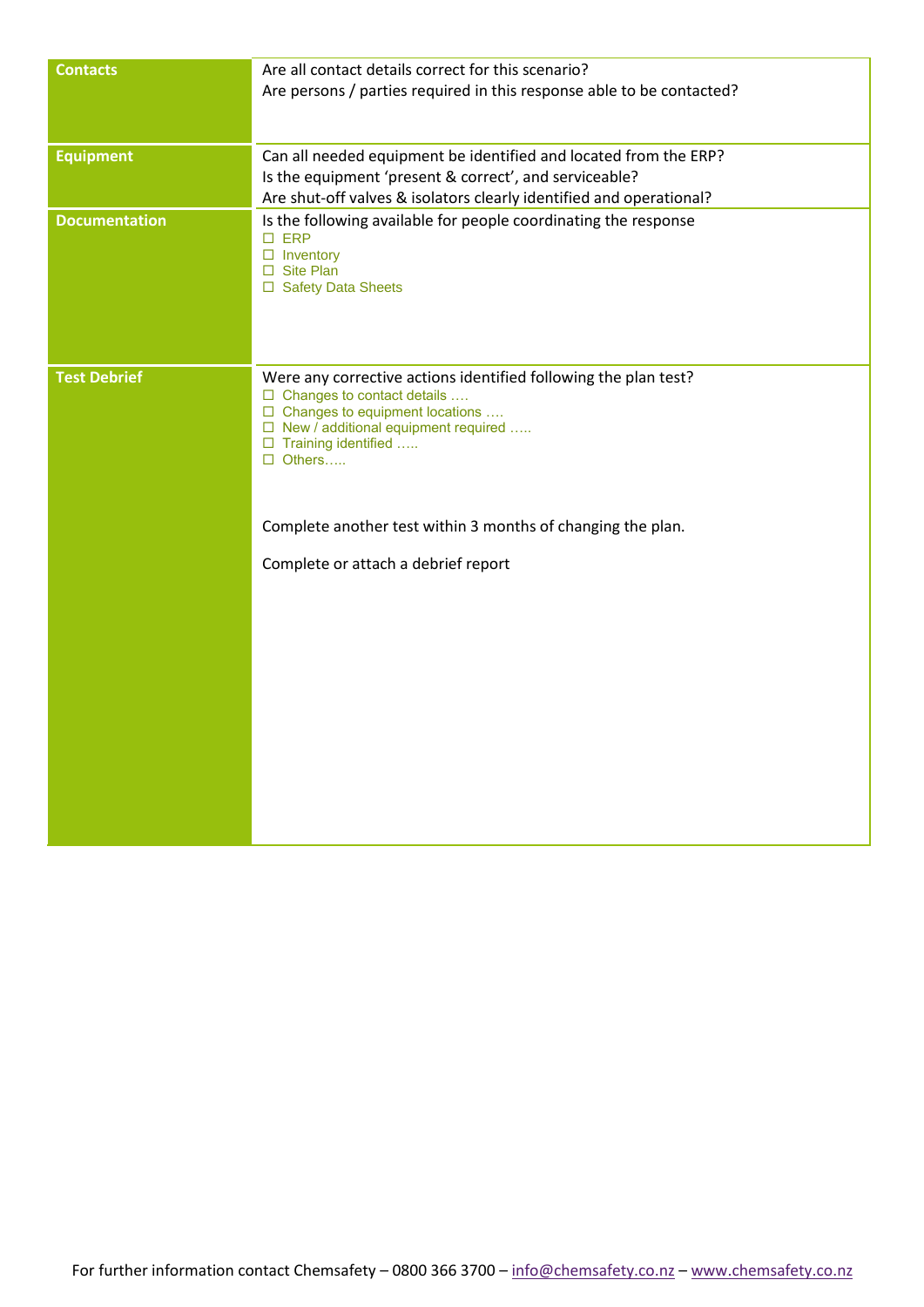| | |
|---|---|
| **Contacts** | Are all contact details correct for this scenario?<br>Are persons / parties required in this response able to be contacted? |
| **Equipment** | Can all needed equipment be identified and located from the ERP?<br>Is the equipment 'present & correct', and serviceable?<br>Are shut-off valves & isolators clearly identified and operational? |
| **Documentation** | Is the following available for people coordinating the response<br>☐ ERP<br>☐ Inventory<br>☐ Site Plan<br>☐ Safety Data Sheets |
| **Test Debrief** | Were any corrective actions identified following the plan test?<br>☐ Changes to contact details ….<br>☐ Changes to equipment locations ….<br>☐ New / additional equipment required …..<br>☐ Training identified …..<br>☐ Others…..<br><br>Complete another test within 3 months of changing the plan.<br><br>Complete or attach a debrief report |

For further information contact Chemsafety – 0800 366 3700 – info@chemsafety.co.nz – www.chemsafety.co.nz